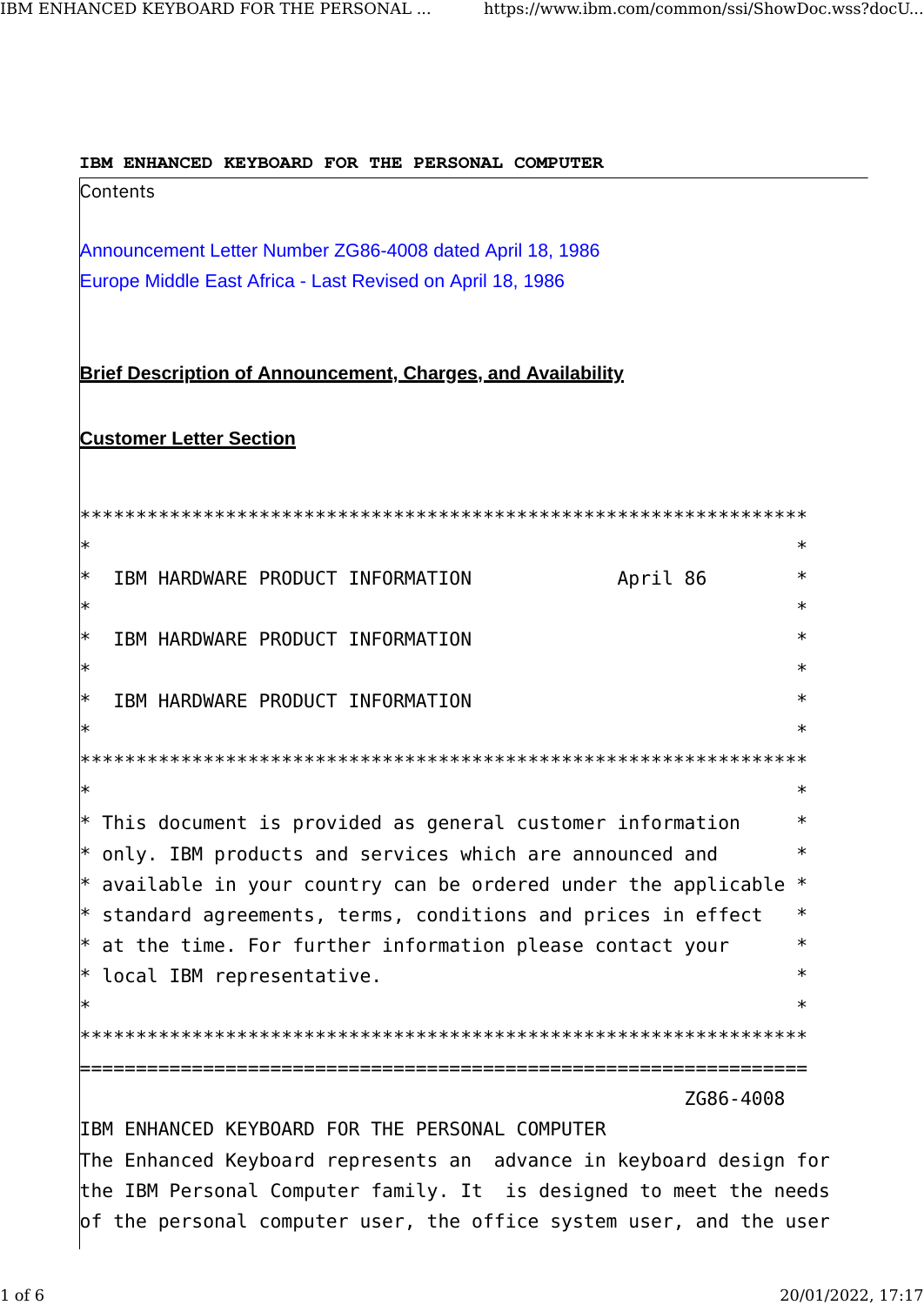**IBM ENHANCED KEYBOARD FOR THE PERSONAL COMPUTER**

Contents

Announcement Letter Number ZG86-4008 dated April 18, 1986

Europe Middle East Africa - Last Revised on April 18, 1986

## Brief Description of Announcement, Charges, and Availability

## Customer Letter Section

```
*****************************************************************
*                                                               *
*  IBM HARDWARE PRODUCT INFORMATION            April 86         *
*                                                               *
*  IBM HARDWARE PRODUCT INFORMATION                             *
*                                                               *
*  IBM HARDWARE PRODUCT INFORMATION                             *
*                                                               *
*****************************************************************
*                                                               *
* This document is provided as general customer information     *
* only. IBM products and services which are announced and       *
* available in your country can be ordered under the applicable *
* standard agreements, terms, conditions and prices in effect   *
* at the time. For further information please contact your      *
* local IBM representative.                                     *
*                                                               *
*****************************************************************
=================================================================
                                                          ZG86-4008
```

IBM ENHANCED KEYBOARD FOR THE PERSONAL COMPUTER

The Enhanced Keyboard represents an advance in keyboard design for the IBM Personal Computer family. It is designed to meet the needs of the personal computer user, the office system user, and the user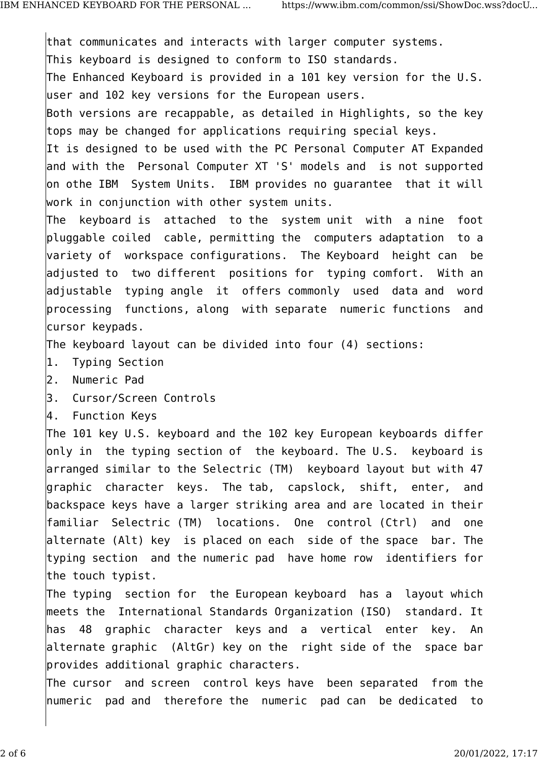that communicates and interacts with larger computer systems.
This keyboard is designed to conform to ISO standards.
The Enhanced Keyboard is provided in a 101 key version for the U.S. user and 102 key versions for the European users.
Both versions are recappable, as detailed in Highlights, so the key tops may be changed for applications requiring special keys.
It is designed to be used with the PC Personal Computer AT Expanded and with the Personal Computer XT 'S' models and is not supported on othe IBM System Units. IBM provides no guarantee that it will work in conjunction with other system units.
The keyboard is attached to the system unit with a nine foot pluggable coiled cable, permitting the computers adaptation to a variety of workspace configurations. The Keyboard height can be adjusted to two different positions for typing comfort. With an adjustable typing angle it offers commonly used data and word processing functions, along with separate numeric functions and cursor keypads.
The keyboard layout can be divided into four (4) sections:

1. Typing Section
2. Numeric Pad
3. Cursor/Screen Controls
4. Function Keys

The 101 key U.S. keyboard and the 102 key European keyboards differ only in the typing section of the keyboard. The U.S. keyboard is arranged similar to the Selectric (TM) keyboard layout but with 47 graphic character keys. The tab, capslock, shift, enter, and backspace keys have a larger striking area and are located in their familiar Selectric (TM) locations. One control (Ctrl) and one alternate (Alt) key is placed on each side of the space bar. The typing section and the numeric pad have home row identifiers for the touch typist.
The typing section for the European keyboard has a layout which meets the International Standards Organization (ISO) standard. It has 48 graphic character keys and a vertical enter key. An alternate graphic (AltGr) key on the right side of the space bar provides additional graphic characters.
The cursor and screen control keys have been separated from the numeric pad and therefore the numeric pad can be dedicated to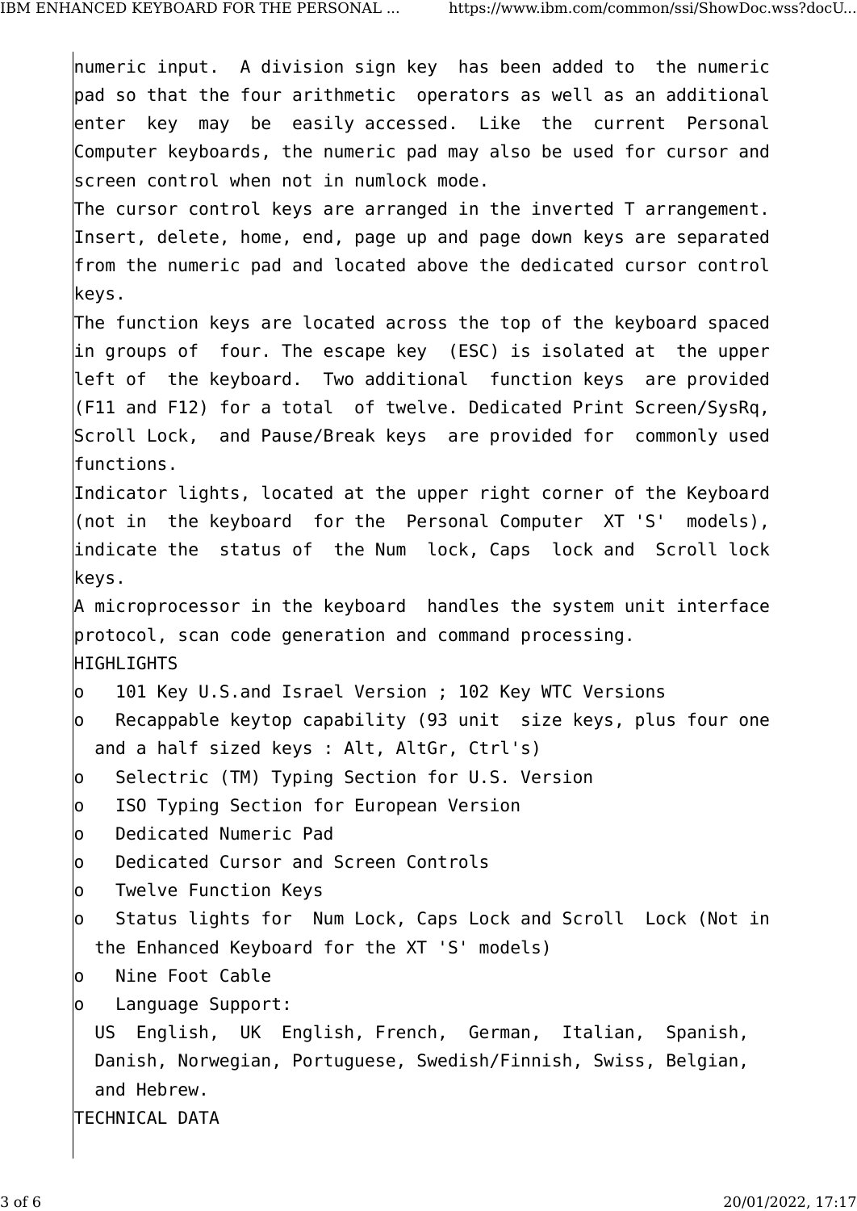numeric input. A division sign key has been added to the numeric pad so that the four arithmetic operators as well as an additional enter key may be easily accessed. Like the current Personal Computer keyboards, the numeric pad may also be used for cursor and screen control when not in numlock mode.

The cursor control keys are arranged in the inverted T arrangement. Insert, delete, home, end, page up and page down keys are separated from the numeric pad and located above the dedicated cursor control keys.

The function keys are located across the top of the keyboard spaced in groups of four. The escape key (ESC) is isolated at the upper left of the keyboard. Two additional function keys are provided (F11 and F12) for a total of twelve. Dedicated Print Screen/SysRq, Scroll Lock, and Pause/Break keys are provided for commonly used functions.

Indicator lights, located at the upper right corner of the Keyboard (not in the keyboard for the Personal Computer XT 'S' models), indicate the status of the Num lock, Caps lock and Scroll lock keys.

A microprocessor in the keyboard handles the system unit interface protocol, scan code generation and command processing.

HIGHLIGHTS

- 101 Key U.S.and Israel Version ; 102 Key WTC Versions
- Recappable keytop capability (93 unit size keys, plus four one and a half sized keys : Alt, AltGr, Ctrl's)
- Selectric (TM) Typing Section for U.S. Version
- ISO Typing Section for European Version
- Dedicated Numeric Pad
- Dedicated Cursor and Screen Controls
- Twelve Function Keys
- Status lights for Num Lock, Caps Lock and Scroll Lock (Not in the Enhanced Keyboard for the XT 'S' models)
- Nine Foot Cable
- Language Support:
  US English, UK English, French, German, Italian, Spanish, Danish, Norwegian, Portuguese, Swedish/Finnish, Swiss, Belgian, and Hebrew.

TECHNICAL DATA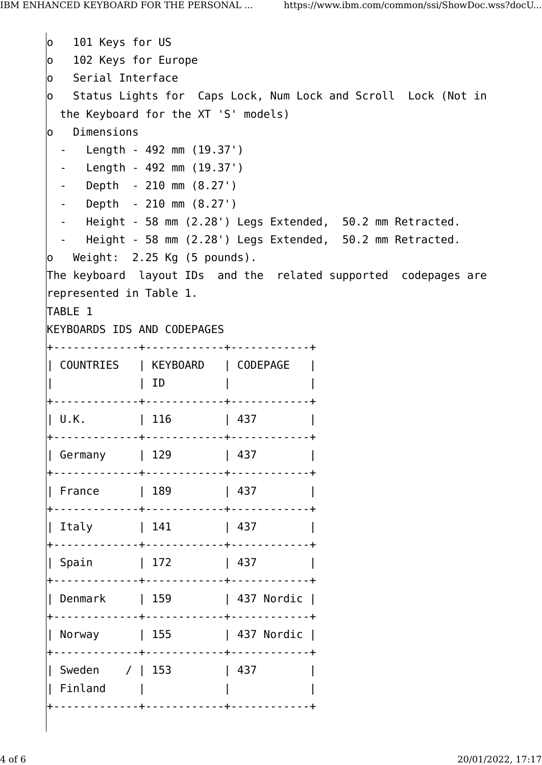- 101 Keys for US
- 102 Keys for Europe
- Serial Interface
- Status Lights for Caps Lock, Num Lock and Scroll Lock (Not in the Keyboard for the XT 'S' models)
- Dimensions
  - Length - 492 mm (19.37')
  - Length - 492 mm (19.37')
  - Depth - 210 mm (8.27')
  - Depth - 210 mm (8.27')
  - Height - 58 mm (2.28') Legs Extended, 50.2 mm Retracted.
  - Height - 58 mm (2.28') Legs Extended, 50.2 mm Retracted.
- Weight: 2.25 Kg (5 pounds).

The keyboard layout IDs and the related supported codepages are represented in Table 1.

TABLE 1

KEYBOARDS IDS AND CODEPAGES

| COUNTRIES | KEYBOARD ID | CODEPAGE |
|---|---|---|
| U.K. | 116 | 437 |
| Germany | 129 | 437 |
| France | 189 | 437 |
| Italy | 141 | 437 |
| Spain | 172 | 437 |
| Denmark | 159 | 437 Nordic |
| Norway | 155 | 437 Nordic |
| Sweden / Finland | 153 | 437 |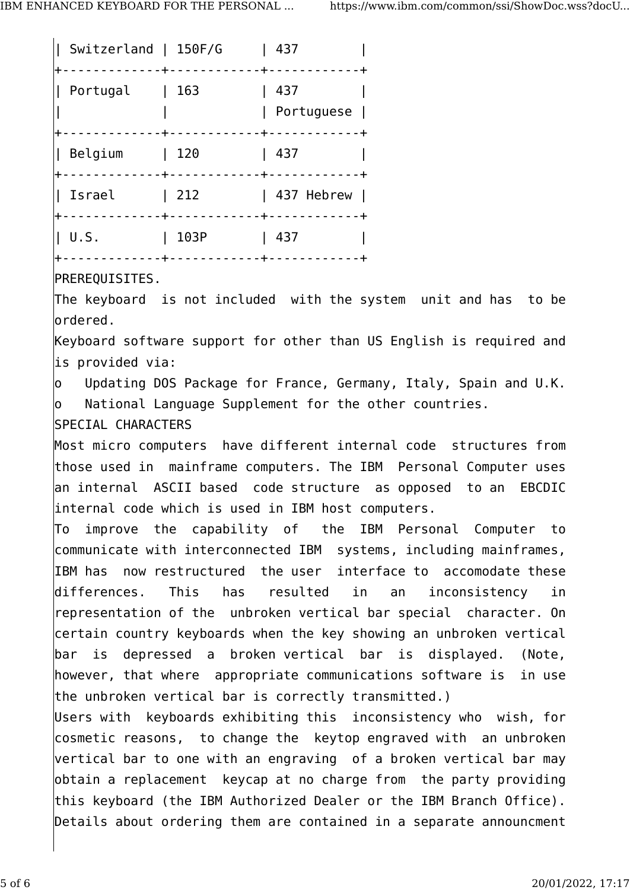| Switzerland | 150F/G | 437 |
| --- | --- | --- |
| Portugal | 163 | 437 Portuguese |
| Belgium | 120 | 437 |
| Israel | 212 | 437 Hebrew |
| U.S. | 103P | 437 |

PREREQUISITES.

The keyboard is not included with the system unit and has to be ordered.

Keyboard software support for other than US English is required and is provided via:

- Updating DOS Package for France, Germany, Italy, Spain and U.K.
- National Language Supplement for the other countries.

SPECIAL CHARACTERS

Most micro computers have different internal code structures from those used in mainframe computers. The IBM Personal Computer uses an internal ASCII based code structure as opposed to an EBCDIC internal code which is used in IBM host computers.

To improve the capability of the IBM Personal Computer to communicate with interconnected IBM systems, including mainframes, IBM has now restructured the user interface to accomodate these differences. This has resulted in an inconsistency in representation of the unbroken vertical bar special character. On certain country keyboards when the key showing an unbroken vertical bar is depressed a broken vertical bar is displayed. (Note, however, that where appropriate communications software is in use the unbroken vertical bar is correctly transmitted.)

Users with keyboards exhibiting this inconsistency who wish, for cosmetic reasons, to change the keytop engraved with an unbroken vertical bar to one with an engraving of a broken vertical bar may obtain a replacement keycap at no charge from the party providing this keyboard (the IBM Authorized Dealer or the IBM Branch Office). Details about ordering them are contained in a separate announcment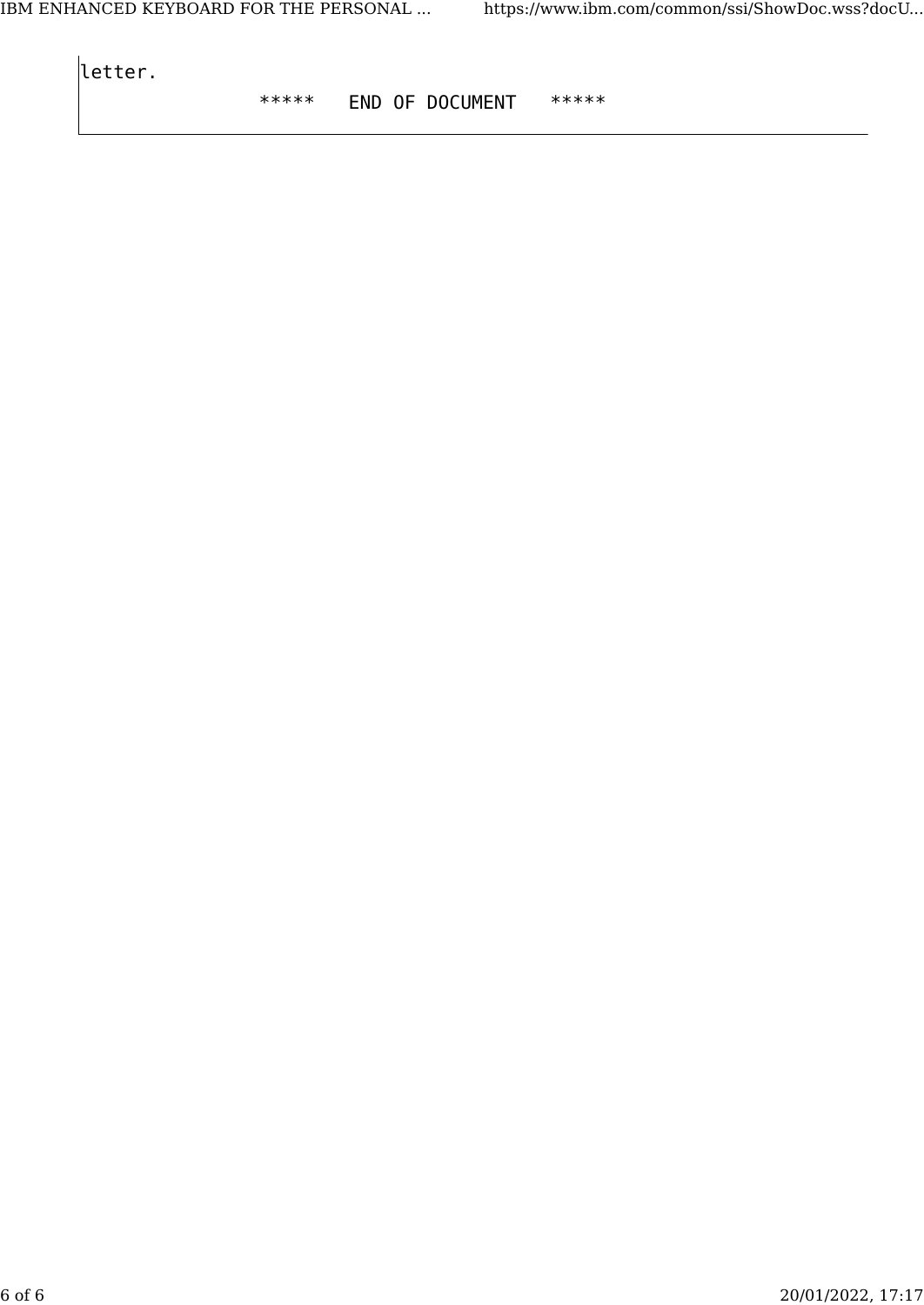letter.

                 *****   END OF DOCUMENT   *****